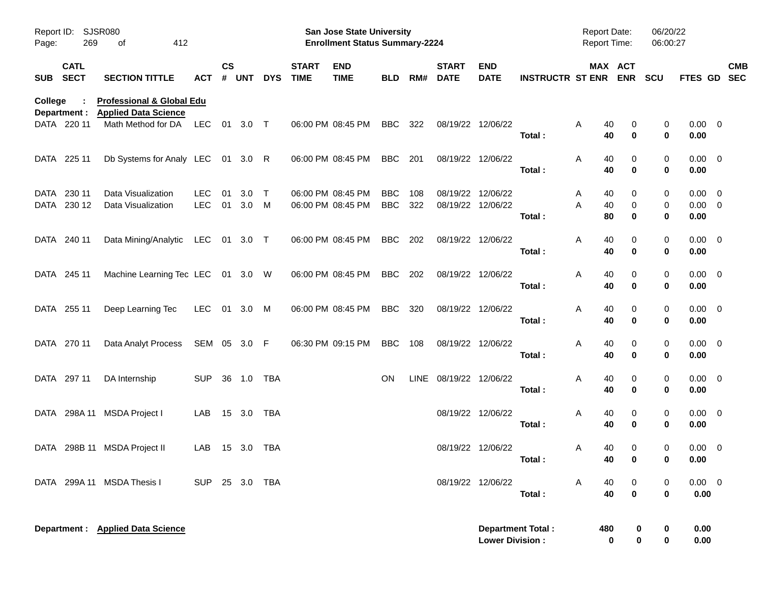Report ID: SJSR080
Page: 269 of 412

**San Jose State University**
**Enrollment Status Summary-2224**

Report Date: 06/20/22
Report Time: 06:00:27

**College : Professional & Global Edu**
**Department : Applied Data Science**

| SUB | CATL SECT | SECTION TITTLE | ACT | CS # | UNT | DYS | START TIME | END TIME | BLD | RM# | START DATE | END DATE | INSTRUCTR | ST | MAX ENR | ACT ENR | SCU | FTES | GD | CMB SEC |
|---|---|---|---|---|---|---|---|---|---|---|---|---|---|---|---|---|---|---|---|---|
| DATA | 220 11 | Math Method for DA | LEC | 01 | 3.0 | T | 06:00 PM | 08:45 PM | BBC | 322 | 08/19/22 | 12/06/22 | | A | 40 | 0 | 0 | 0.00 | 0 | |
| | | | | | | | | | | | | | **Total :** | | **40** | **0** | **0** | **0.00** | | |
| DATA | 225 11 | Db Systems for Analy | LEC | 01 | 3.0 | R | 06:00 PM | 08:45 PM | BBC | 201 | 08/19/22 | 12/06/22 | | A | 40 | 0 | 0 | 0.00 | 0 | |
| | | | | | | | | | | | | | **Total :** | | **40** | **0** | **0** | **0.00** | | |
| DATA | 230 11 | Data Visualization | LEC | 01 | 3.0 | T | 06:00 PM | 08:45 PM | BBC | 108 | 08/19/22 | 12/06/22 | | A | 40 | 0 | 0 | 0.00 | 0 | |
| DATA | 230 12 | Data Visualization | LEC | 01 | 3.0 | M | 06:00 PM | 08:45 PM | BBC | 322 | 08/19/22 | 12/06/22 | | A | 40 | 0 | 0 | 0.00 | 0 | |
| | | | | | | | | | | | | | **Total :** | | **80** | **0** | **0** | **0.00** | | |
| DATA | 240 11 | Data Mining/Analytic | LEC | 01 | 3.0 | T | 06:00 PM | 08:45 PM | BBC | 202 | 08/19/22 | 12/06/22 | | A | 40 | 0 | 0 | 0.00 | 0 | |
| | | | | | | | | | | | | | **Total :** | | **40** | **0** | **0** | **0.00** | | |
| DATA | 245 11 | Machine Learning Tec | LEC | 01 | 3.0 | W | 06:00 PM | 08:45 PM | BBC | 202 | 08/19/22 | 12/06/22 | | A | 40 | 0 | 0 | 0.00 | 0 | |
| | | | | | | | | | | | | | **Total :** | | **40** | **0** | **0** | **0.00** | | |
| DATA | 255 11 | Deep Learning Tec | LEC | 01 | 3.0 | M | 06:00 PM | 08:45 PM | BBC | 320 | 08/19/22 | 12/06/22 | | A | 40 | 0 | 0 | 0.00 | 0 | |
| | | | | | | | | | | | | | **Total :** | | **40** | **0** | **0** | **0.00** | | |
| DATA | 270 11 | Data Analyt Process | SEM | 05 | 3.0 | F | 06:30 PM | 09:15 PM | BBC | 108 | 08/19/22 | 12/06/22 | | A | 40 | 0 | 0 | 0.00 | 0 | |
| | | | | | | | | | | | | | **Total :** | | **40** | **0** | **0** | **0.00** | | |
| DATA | 297 11 | DA Internship | SUP | 36 | 1.0 | TBA | | | ON | LINE | 08/19/22 | 12/06/22 | | A | 40 | 0 | 0 | 0.00 | 0 | |
| | | | | | | | | | | | | | **Total :** | | **40** | **0** | **0** | **0.00** | | |
| DATA | 298A 11 | MSDA Project I | LAB | 15 | 3.0 | TBA | | | | | 08/19/22 | 12/06/22 | | A | 40 | 0 | 0 | 0.00 | 0 | |
| | | | | | | | | | | | | | **Total :** | | **40** | **0** | **0** | **0.00** | | |
| DATA | 298B 11 | MSDA Project II | LAB | 15 | 3.0 | TBA | | | | | 08/19/22 | 12/06/22 | | A | 40 | 0 | 0 | 0.00 | 0 | |
| | | | | | | | | | | | | | **Total :** | | **40** | **0** | **0** | **0.00** | | |
| DATA | 299A 11 | MSDA Thesis I | SUP | 25 | 3.0 | TBA | | | | | 08/19/22 | 12/06/22 | | A | 40 | 0 | 0 | 0.00 | 0 | |
| | | | | | | | | | | | | | **Total :** | | **40** | **0** | **0** | **0.00** | | |

**Department : Applied Data Science**

| | MAX ENR | ACT ENR | SCU | FTES |
|---|---|---|---|---|
| **Department Total :** | **480** | **0** | **0** | **0.00** |
| **Lower Division :** | **0** | **0** | **0** | **0.00** |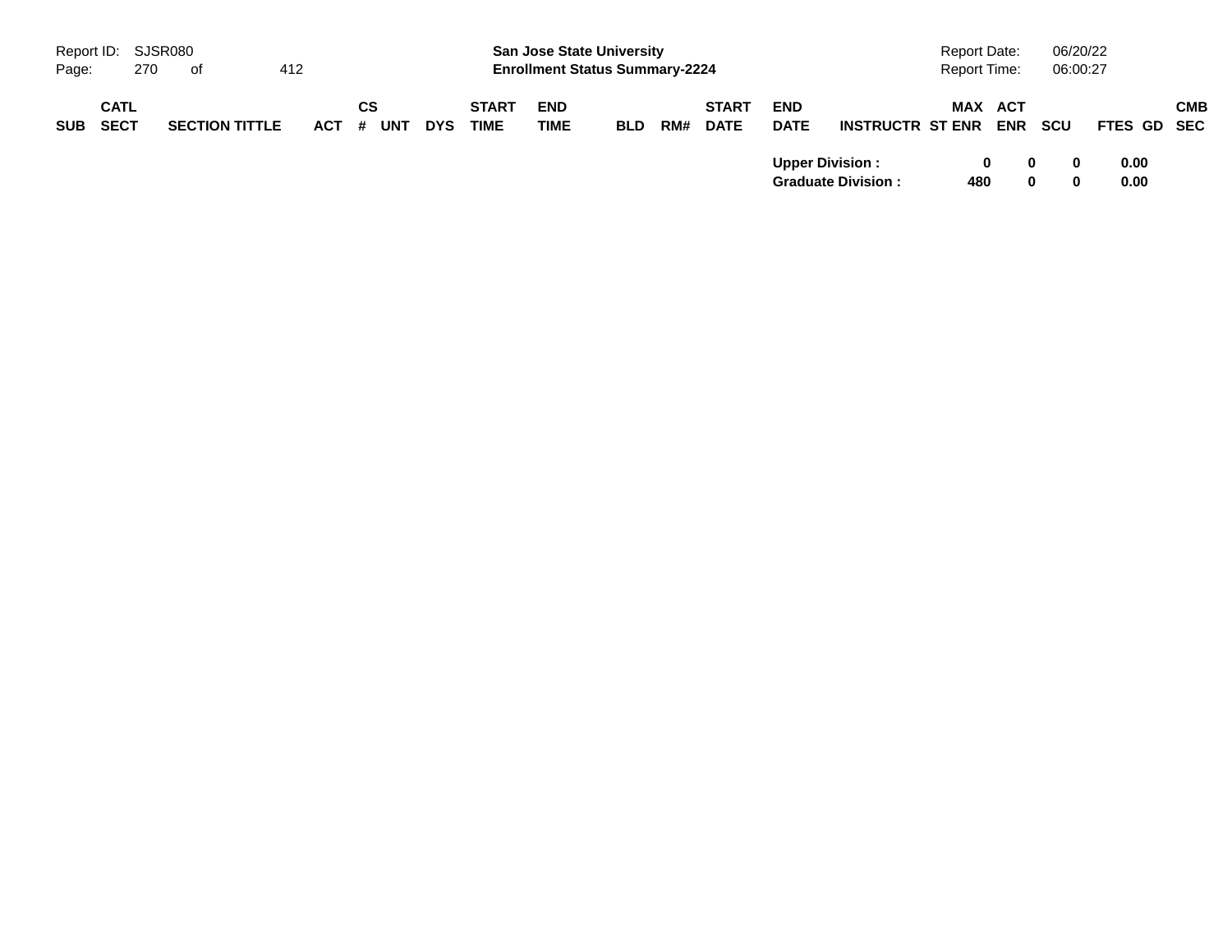| SUB | CATL SECT | SECTION TITTLE | ACT | CS # | UNT | DYS | START TIME | END TIME | BLD | RM# | START DATE | END DATE | INSTRUCTR | ST | MAX ENR | ACT ENR | SCU | FTES | GD | CMB SEC |
|---|---|---|---|---|---|---|---|---|---|---|---|---|---|---|---|---|---|---|---|---|
| | | | | | | | | | | | | **Upper Division :** | | | **0** | **0** | **0** | **0.00** | | |
| | | | | | | | | | | | | **Graduate Division :** | | | **480** | **0** | **0** | **0.00** | | |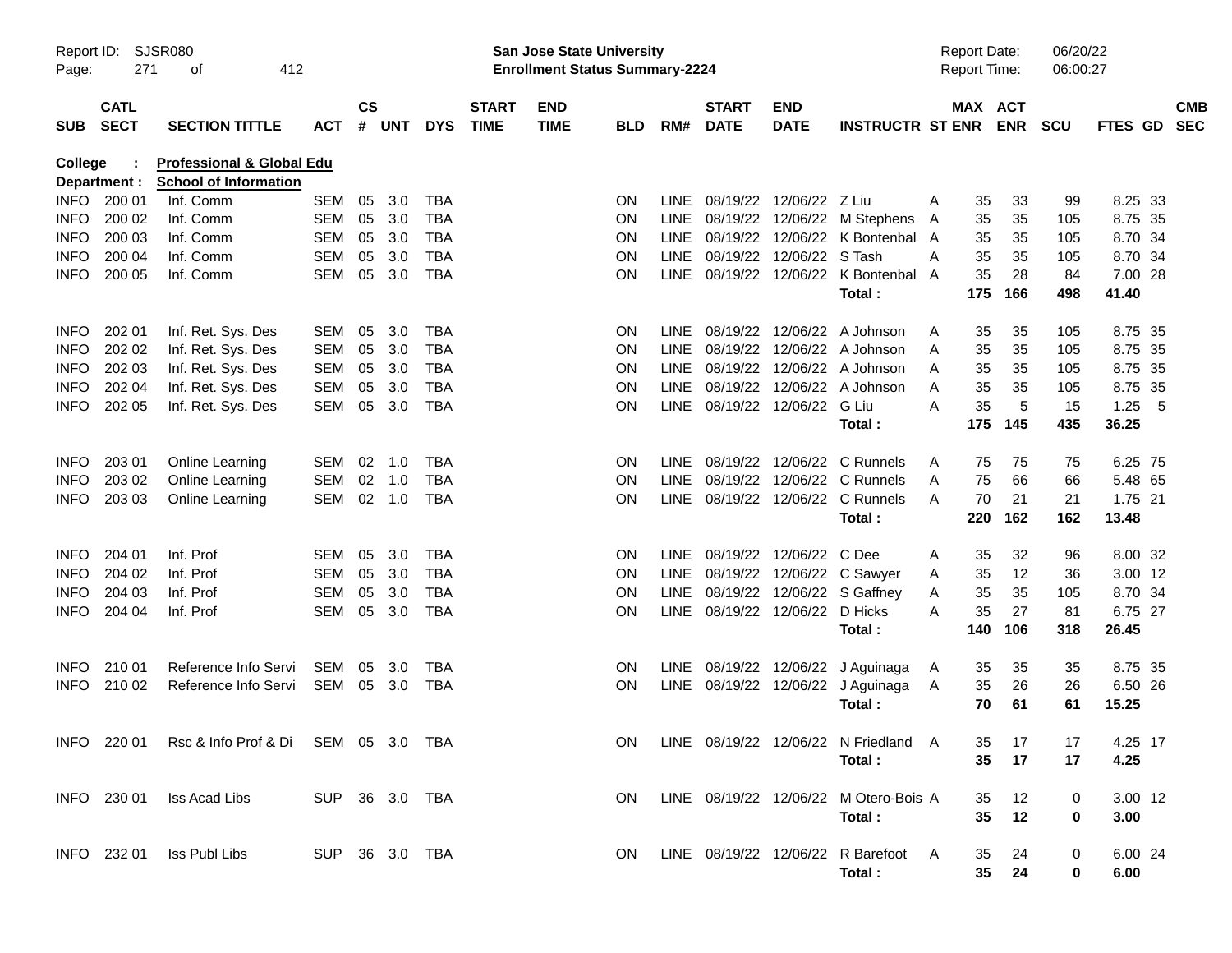San Jose State University
Enrollment Status Summary-2224

Report ID: SJSR080
Report Date: 06/20/22
Report Time: 06:00:27

College : **Professional & Global Edu**
Department : **School of Information**

| SUB | CATL SECT | SECTION TITTLE | ACT | CS # | UNT | DYS | START TIME | END TIME | BLD | RM# | START DATE | END DATE | INSTRUCTR | ST | MAX ENR | ACT ENR | SCU | FTES | GD | CMB SEC |
|---|---|---|---|---|---|---|---|---|---|---|---|---|---|---|---|---|---|---|---|---|
| INFO | 200 01 | Inf. Comm | SEM | 05 | 3.0 | TBA | | | ON | LINE | 08/19/22 | 12/06/22 | Z Liu | A | 35 | 33 | 99 | 8.25 | 33 | |
| INFO | 200 02 | Inf. Comm | SEM | 05 | 3.0 | TBA | | | ON | LINE | 08/19/22 | 12/06/22 | M Stephens | A | 35 | 35 | 105 | 8.75 | 35 | |
| INFO | 200 03 | Inf. Comm | SEM | 05 | 3.0 | TBA | | | ON | LINE | 08/19/22 | 12/06/22 | K Bontenbal | A | 35 | 35 | 105 | 8.70 | 34 | |
| INFO | 200 04 | Inf. Comm | SEM | 05 | 3.0 | TBA | | | ON | LINE | 08/19/22 | 12/06/22 | S Tash | A | 35 | 35 | 105 | 8.70 | 34 | |
| INFO | 200 05 | Inf. Comm | SEM | 05 | 3.0 | TBA | | | ON | LINE | 08/19/22 | 12/06/22 | K Bontenbal | A | 35 | 28 | 84 | 7.00 | 28 | |
| | | | | | | | | | | | | | **Total :** | | **175** | **166** | **498** | **41.40** | | |
| INFO | 202 01 | Inf. Ret. Sys. Des | SEM | 05 | 3.0 | TBA | | | ON | LINE | 08/19/22 | 12/06/22 | A Johnson | A | 35 | 35 | 105 | 8.75 | 35 | |
| INFO | 202 02 | Inf. Ret. Sys. Des | SEM | 05 | 3.0 | TBA | | | ON | LINE | 08/19/22 | 12/06/22 | A Johnson | A | 35 | 35 | 105 | 8.75 | 35 | |
| INFO | 202 03 | Inf. Ret. Sys. Des | SEM | 05 | 3.0 | TBA | | | ON | LINE | 08/19/22 | 12/06/22 | A Johnson | A | 35 | 35 | 105 | 8.75 | 35 | |
| INFO | 202 04 | Inf. Ret. Sys. Des | SEM | 05 | 3.0 | TBA | | | ON | LINE | 08/19/22 | 12/06/22 | A Johnson | A | 35 | 35 | 105 | 8.75 | 35 | |
| INFO | 202 05 | Inf. Ret. Sys. Des | SEM | 05 | 3.0 | TBA | | | ON | LINE | 08/19/22 | 12/06/22 | G Liu | A | 35 | 5 | 15 | 1.25 | 5 | |
| | | | | | | | | | | | | | **Total :** | | **175** | **145** | **435** | **36.25** | | |
| INFO | 203 01 | Online Learning | SEM | 02 | 1.0 | TBA | | | ON | LINE | 08/19/22 | 12/06/22 | C Runnels | A | 75 | 75 | 75 | 6.25 | 75 | |
| INFO | 203 02 | Online Learning | SEM | 02 | 1.0 | TBA | | | ON | LINE | 08/19/22 | 12/06/22 | C Runnels | A | 75 | 66 | 66 | 5.48 | 65 | |
| INFO | 203 03 | Online Learning | SEM | 02 | 1.0 | TBA | | | ON | LINE | 08/19/22 | 12/06/22 | C Runnels | A | 70 | 21 | 21 | 1.75 | 21 | |
| | | | | | | | | | | | | | **Total :** | | **220** | **162** | **162** | **13.48** | | |
| INFO | 204 01 | Inf. Prof | SEM | 05 | 3.0 | TBA | | | ON | LINE | 08/19/22 | 12/06/22 | C Dee | A | 35 | 32 | 96 | 8.00 | 32 | |
| INFO | 204 02 | Inf. Prof | SEM | 05 | 3.0 | TBA | | | ON | LINE | 08/19/22 | 12/06/22 | C Sawyer | A | 35 | 12 | 36 | 3.00 | 12 | |
| INFO | 204 03 | Inf. Prof | SEM | 05 | 3.0 | TBA | | | ON | LINE | 08/19/22 | 12/06/22 | S Gaffney | A | 35 | 35 | 105 | 8.70 | 34 | |
| INFO | 204 04 | Inf. Prof | SEM | 05 | 3.0 | TBA | | | ON | LINE | 08/19/22 | 12/06/22 | D Hicks | A | 35 | 27 | 81 | 6.75 | 27 | |
| | | | | | | | | | | | | | **Total :** | | **140** | **106** | **318** | **26.45** | | |
| INFO | 210 01 | Reference Info Servi | SEM | 05 | 3.0 | TBA | | | ON | LINE | 08/19/22 | 12/06/22 | J Aguinaga | A | 35 | 35 | 35 | 8.75 | 35 | |
| INFO | 210 02 | Reference Info Servi | SEM | 05 | 3.0 | TBA | | | ON | LINE | 08/19/22 | 12/06/22 | J Aguinaga | A | 35 | 26 | 26 | 6.50 | 26 | |
| | | | | | | | | | | | | | **Total :** | | **70** | **61** | **61** | **15.25** | | |
| INFO | 220 01 | Rsc & Info Prof & Di | SEM | 05 | 3.0 | TBA | | | ON | LINE | 08/19/22 | 12/06/22 | N Friedland | A | 35 | 17 | 17 | 4.25 | 17 | |
| | | | | | | | | | | | | | **Total :** | | **35** | **17** | **17** | **4.25** | | |
| INFO | 230 01 | Iss Acad Libs | SUP | 36 | 3.0 | TBA | | | ON | LINE | 08/19/22 | 12/06/22 | M Otero-Bois | A | 35 | 12 | 0 | 3.00 | 12 | |
| | | | | | | | | | | | | | **Total :** | | **35** | **12** | **0** | **3.00** | | |
| INFO | 232 01 | Iss Publ Libs | SUP | 36 | 3.0 | TBA | | | ON | LINE | 08/19/22 | 12/06/22 | R Barefoot | A | 35 | 24 | 0 | 6.00 | 24 | |
| | | | | | | | | | | | | | **Total :** | | **35** | **24** | **0** | **6.00** | | |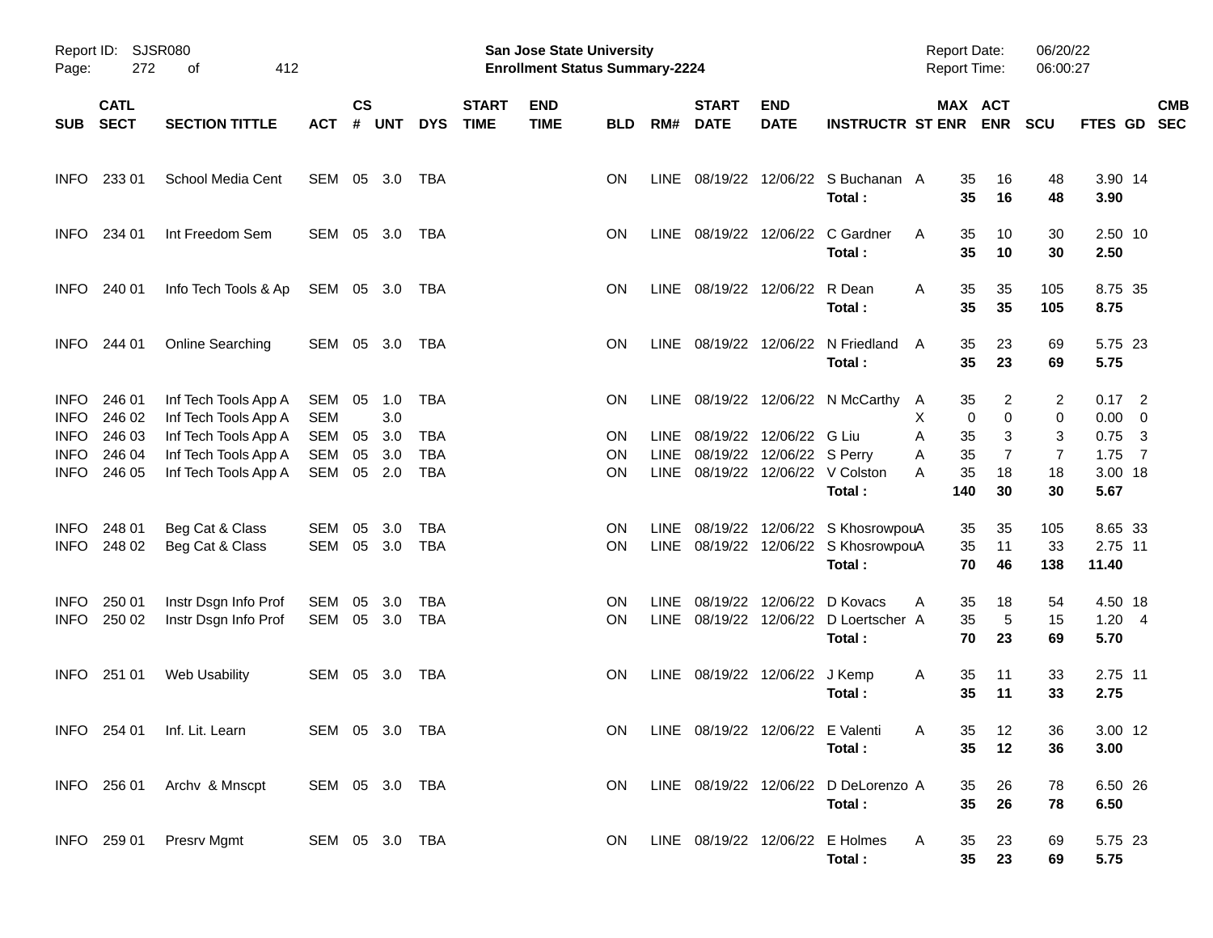Report ID: SJSR080
Page: 272 of 412

**San Jose State University**
**Enrollment Status Summary-2224**

Report Date: 06/20/22
Report Time: 06:00:27

| SUB | CATL SECT | SECTION TITTLE | ACT | CS # | UNT | DYS | START TIME | END TIME | BLD | RM# | START DATE | END DATE | INSTRUCTR | ST | MAX ENR | ACT ENR | SCU | FTES | GD | CMB SEC |
|---|---|---|---|---|---|---|---|---|---|---|---|---|---|---|---|---|---|---|---|---|
| INFO | 233 01 | School Media Cent | SEM | 05 | 3.0 | TBA | | | ON | LINE | 08/19/22 | 12/06/22 | S Buchanan | A | 35 | 16 | 48 | 3.90 | 14 | |
| | | | | | | | | | | | | | **Total :** | | **35** | **16** | **48** | **3.90** | | |
| INFO | 234 01 | Int Freedom Sem | SEM | 05 | 3.0 | TBA | | | ON | LINE | 08/19/22 | 12/06/22 | C Gardner | A | 35 | 10 | 30 | 2.50 | 10 | |
| | | | | | | | | | | | | | **Total :** | | **35** | **10** | **30** | **2.50** | | |
| INFO | 240 01 | Info Tech Tools & Ap | SEM | 05 | 3.0 | TBA | | | ON | LINE | 08/19/22 | 12/06/22 | R Dean | A | 35 | 35 | 105 | 8.75 | 35 | |
| | | | | | | | | | | | | | **Total :** | | **35** | **35** | **105** | **8.75** | | |
| INFO | 244 01 | Online Searching | SEM | 05 | 3.0 | TBA | | | ON | LINE | 08/19/22 | 12/06/22 | N Friedland | A | 35 | 23 | 69 | 5.75 | 23 | |
| | | | | | | | | | | | | | **Total :** | | **35** | **23** | **69** | **5.75** | | |
| INFO | 246 01 | Inf Tech Tools App A | SEM | 05 | 1.0 | TBA | | | ON | LINE | 08/19/22 | 12/06/22 | N McCarthy | A | 35 | 2 | 2 | 0.17 | 2 | |
| INFO | 246 02 | Inf Tech Tools App A | SEM | | 3.0 | | | | | | | | | X | 0 | 0 | 0 | 0.00 | 0 | |
| INFO | 246 03 | Inf Tech Tools App A | SEM | 05 | 3.0 | TBA | | | ON | LINE | 08/19/22 | 12/06/22 | G Liu | A | 35 | 3 | 3 | 0.75 | 3 | |
| INFO | 246 04 | Inf Tech Tools App A | SEM | 05 | 3.0 | TBA | | | ON | LINE | 08/19/22 | 12/06/22 | S Perry | A | 35 | 7 | 7 | 1.75 | 7 | |
| INFO | 246 05 | Inf Tech Tools App A | SEM | 05 | 2.0 | TBA | | | ON | LINE | 08/19/22 | 12/06/22 | V Colston | A | 35 | 18 | 18 | 3.00 | 18 | |
| | | | | | | | | | | | | | **Total :** | | **140** | **30** | **30** | **5.67** | | |
| INFO | 248 01 | Beg Cat & Class | SEM | 05 | 3.0 | TBA | | | ON | LINE | 08/19/22 | 12/06/22 | S Khosrowpou | A | 35 | 35 | 105 | 8.65 | 33 | |
| INFO | 248 02 | Beg Cat & Class | SEM | 05 | 3.0 | TBA | | | ON | LINE | 08/19/22 | 12/06/22 | S Khosrowpou | A | 35 | 11 | 33 | 2.75 | 11 | |
| | | | | | | | | | | | | | **Total :** | | **70** | **46** | **138** | **11.40** | | |
| INFO | 250 01 | Instr Dsgn Info Prof | SEM | 05 | 3.0 | TBA | | | ON | LINE | 08/19/22 | 12/06/22 | D Kovacs | A | 35 | 18 | 54 | 4.50 | 18 | |
| INFO | 250 02 | Instr Dsgn Info Prof | SEM | 05 | 3.0 | TBA | | | ON | LINE | 08/19/22 | 12/06/22 | D Loertscher | A | 35 | 5 | 15 | 1.20 | 4 | |
| | | | | | | | | | | | | | **Total :** | | **70** | **23** | **69** | **5.70** | | |
| INFO | 251 01 | Web Usability | SEM | 05 | 3.0 | TBA | | | ON | LINE | 08/19/22 | 12/06/22 | J Kemp | A | 35 | 11 | 33 | 2.75 | 11 | |
| | | | | | | | | | | | | | **Total :** | | **35** | **11** | **33** | **2.75** | | |
| INFO | 254 01 | Inf. Lit. Learn | SEM | 05 | 3.0 | TBA | | | ON | LINE | 08/19/22 | 12/06/22 | E Valenti | A | 35 | 12 | 36 | 3.00 | 12 | |
| | | | | | | | | | | | | | **Total :** | | **35** | **12** | **36** | **3.00** | | |
| INFO | 256 01 | Archv & Mnscpt | SEM | 05 | 3.0 | TBA | | | ON | LINE | 08/19/22 | 12/06/22 | D DeLorenzo | A | 35 | 26 | 78 | 6.50 | 26 | |
| | | | | | | | | | | | | | **Total :** | | **35** | **26** | **78** | **6.50** | | |
| INFO | 259 01 | Presrv Mgmt | SEM | 05 | 3.0 | TBA | | | ON | LINE | 08/19/22 | 12/06/22 | E Holmes | A | 35 | 23 | 69 | 5.75 | 23 | |
| | | | | | | | | | | | | | **Total :** | | **35** | **23** | **69** | **5.75** | | |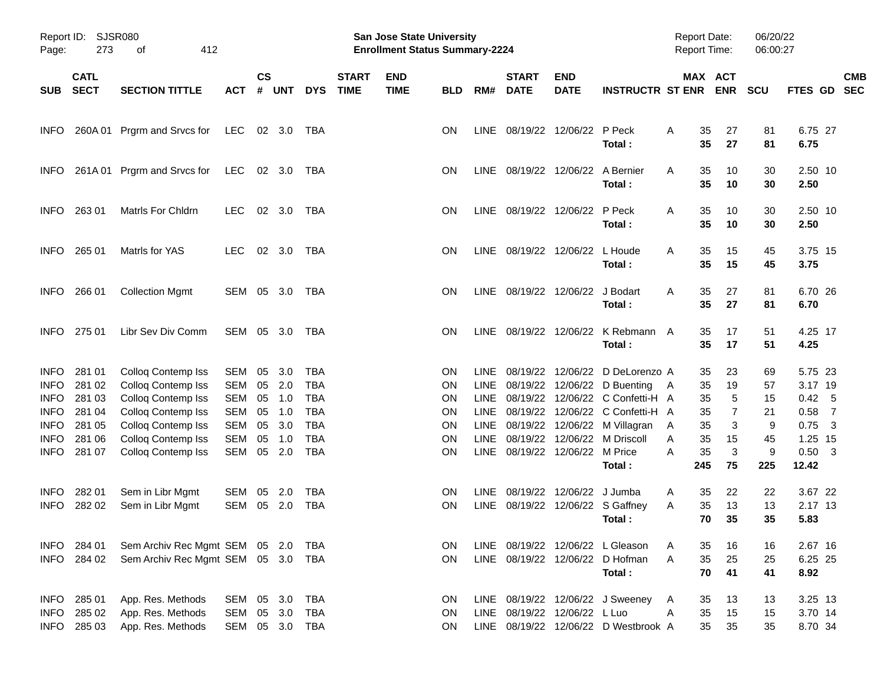Report ID: SJSR080 | San Jose State University | Report Date: 06/20/22
Page: 273 of 412 | Enrollment Status Summary-2224 | Report Time: 06:00:27

| SUB | CATL SECT | SECTION TITTLE | ACT | CS # | UNT | DYS | START TIME | END TIME | BLD | RM# | START DATE | END DATE | INSTRUCTR | ST | MAX ENR | ACT ENR | SCU | FTES | GD | CMB SEC |
|---|---|---|---|---|---|---|---|---|---|---|---|---|---|---|---|---|---|---|---|---|
| INFO | 260A 01 | Prgrm and Srvcs for | LEC | 02 | 3.0 | TBA | | | ON | LINE | 08/19/22 | 12/06/22 | P Peck | A | 35 | 27 | 81 | 6.75 | 27 | |
| | | | | | | | | | | | | | **Total :** | | **35** | **27** | **81** | **6.75** | | |
| INFO | 261A 01 | Prgrm and Srvcs for | LEC | 02 | 3.0 | TBA | | | ON | LINE | 08/19/22 | 12/06/22 | A Bernier | A | 35 | 10 | 30 | 2.50 | 10 | |
| | | | | | | | | | | | | | **Total :** | | **35** | **10** | **30** | **2.50** | | |
| INFO | 263 01 | Matrls For Chldrn | LEC | 02 | 3.0 | TBA | | | ON | LINE | 08/19/22 | 12/06/22 | P Peck | A | 35 | 10 | 30 | 2.50 | 10 | |
| | | | | | | | | | | | | | **Total :** | | **35** | **10** | **30** | **2.50** | | |
| INFO | 265 01 | Matrls for YAS | LEC | 02 | 3.0 | TBA | | | ON | LINE | 08/19/22 | 12/06/22 | L Houde | A | 35 | 15 | 45 | 3.75 | 15 | |
| | | | | | | | | | | | | | **Total :** | | **35** | **15** | **45** | **3.75** | | |
| INFO | 266 01 | Collection Mgmt | SEM | 05 | 3.0 | TBA | | | ON | LINE | 08/19/22 | 12/06/22 | J Bodart | A | 35 | 27 | 81 | 6.70 | 26 | |
| | | | | | | | | | | | | | **Total :** | | **35** | **27** | **81** | **6.70** | | |
| INFO | 275 01 | Libr Sev Div Comm | SEM | 05 | 3.0 | TBA | | | ON | LINE | 08/19/22 | 12/06/22 | K Rebmann | A | 35 | 17 | 51 | 4.25 | 17 | |
| | | | | | | | | | | | | | **Total :** | | **35** | **17** | **51** | **4.25** | | |
| INFO | 281 01 | Colloq Contemp Iss | SEM | 05 | 3.0 | TBA | | | ON | LINE | 08/19/22 | 12/06/22 | D DeLorenzo | A | 35 | 23 | 69 | 5.75 | 23 | |
| INFO | 281 02 | Colloq Contemp Iss | SEM | 05 | 2.0 | TBA | | | ON | LINE | 08/19/22 | 12/06/22 | D Buenting | A | 35 | 19 | 57 | 3.17 | 19 | |
| INFO | 281 03 | Colloq Contemp Iss | SEM | 05 | 1.0 | TBA | | | ON | LINE | 08/19/22 | 12/06/22 | C Confetti-H | A | 35 | 5 | 15 | 0.42 | 5 | |
| INFO | 281 04 | Colloq Contemp Iss | SEM | 05 | 1.0 | TBA | | | ON | LINE | 08/19/22 | 12/06/22 | C Confetti-H | A | 35 | 7 | 21 | 0.58 | 7 | |
| INFO | 281 05 | Colloq Contemp Iss | SEM | 05 | 3.0 | TBA | | | ON | LINE | 08/19/22 | 12/06/22 | M Villagran | A | 35 | 3 | 9 | 0.75 | 3 | |
| INFO | 281 06 | Colloq Contemp Iss | SEM | 05 | 1.0 | TBA | | | ON | LINE | 08/19/22 | 12/06/22 | M Driscoll | A | 35 | 15 | 45 | 1.25 | 15 | |
| INFO | 281 07 | Colloq Contemp Iss | SEM | 05 | 2.0 | TBA | | | ON | LINE | 08/19/22 | 12/06/22 | M Price | A | 35 | 3 | 9 | 0.50 | 3 | |
| | | | | | | | | | | | | | **Total :** | | **245** | **75** | **225** | **12.42** | | |
| INFO | 282 01 | Sem in Libr Mgmt | SEM | 05 | 2.0 | TBA | | | ON | LINE | 08/19/22 | 12/06/22 | J Jumba | A | 35 | 22 | 22 | 3.67 | 22 | |
| INFO | 282 02 | Sem in Libr Mgmt | SEM | 05 | 2.0 | TBA | | | ON | LINE | 08/19/22 | 12/06/22 | S Gaffney | A | 35 | 13 | 13 | 2.17 | 13 | |
| | | | | | | | | | | | | | **Total :** | | **70** | **35** | **35** | **5.83** | | |
| INFO | 284 01 | Sem Archiv Rec Mgmt | SEM | 05 | 2.0 | TBA | | | ON | LINE | 08/19/22 | 12/06/22 | L Gleason | A | 35 | 16 | 16 | 2.67 | 16 | |
| INFO | 284 02 | Sem Archiv Rec Mgmt | SEM | 05 | 3.0 | TBA | | | ON | LINE | 08/19/22 | 12/06/22 | D Hofman | A | 35 | 25 | 25 | 6.25 | 25 | |
| | | | | | | | | | | | | | **Total :** | | **70** | **41** | **41** | **8.92** | | |
| INFO | 285 01 | App. Res. Methods | SEM | 05 | 3.0 | TBA | | | ON | LINE | 08/19/22 | 12/06/22 | J Sweeney | A | 35 | 13 | 13 | 3.25 | 13 | |
| INFO | 285 02 | App. Res. Methods | SEM | 05 | 3.0 | TBA | | | ON | LINE | 08/19/22 | 12/06/22 | L Luo | A | 35 | 15 | 15 | 3.70 | 14 | |
| INFO | 285 03 | App. Res. Methods | SEM | 05 | 3.0 | TBA | | | ON | LINE | 08/19/22 | 12/06/22 | D Westbrook | A | 35 | 35 | 35 | 8.70 | 34 | |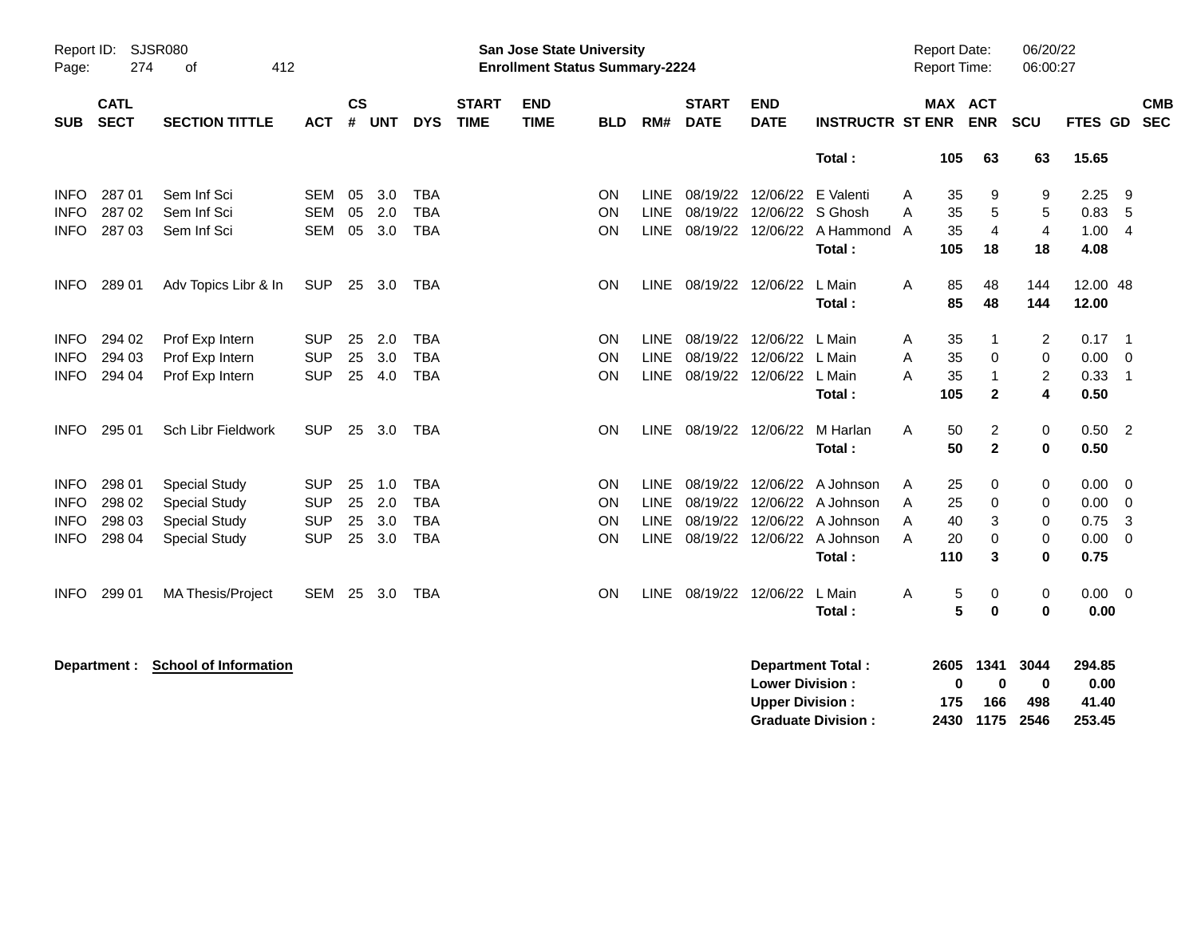| SUB | CATL SECT | SECTION TITTLE | ACT | CS # | UNT | DYS | START TIME | END TIME | BLD | RM# | START DATE | END DATE | INSTRUCTR | ST | MAX ENR | ACT ENR | SCU | FTES | GD | CMB SEC |
|---|---|---|---|---|---|---|---|---|---|---|---|---|---|---|---|---|---|---|---|---|
| | | | | | | | | | | | | | **Total :** | | **105** | **63** | **63** | **15.65** | | |
| INFO | 287 01 | Sem Inf Sci | SEM | 05 | 3.0 | TBA | | | ON | LINE | 08/19/22 | 12/06/22 | E Valenti | A | 35 | 9 | 9 | 2.25 | 9 | |
| INFO | 287 02 | Sem Inf Sci | SEM | 05 | 2.0 | TBA | | | ON | LINE | 08/19/22 | 12/06/22 | S Ghosh | A | 35 | 5 | 5 | 0.83 | 5 | |
| INFO | 287 03 | Sem Inf Sci | SEM | 05 | 3.0 | TBA | | | ON | LINE | 08/19/22 | 12/06/22 | A Hammond | A | 35 | 4 | 4 | 1.00 | 4 | |
| | | | | | | | | | | | | | **Total :** | | **105** | **18** | **18** | **4.08** | | |
| INFO | 289 01 | Adv Topics Libr & In | SUP | 25 | 3.0 | TBA | | | ON | LINE | 08/19/22 | 12/06/22 | L Main | A | 85 | 48 | 144 | 12.00 | 48 | |
| | | | | | | | | | | | | | **Total :** | | **85** | **48** | **144** | **12.00** | | |
| INFO | 294 02 | Prof Exp Intern | SUP | 25 | 2.0 | TBA | | | ON | LINE | 08/19/22 | 12/06/22 | L Main | A | 35 | 1 | 2 | 0.17 | 1 | |
| INFO | 294 03 | Prof Exp Intern | SUP | 25 | 3.0 | TBA | | | ON | LINE | 08/19/22 | 12/06/22 | L Main | A | 35 | 0 | 0 | 0.00 | 0 | |
| INFO | 294 04 | Prof Exp Intern | SUP | 25 | 4.0 | TBA | | | ON | LINE | 08/19/22 | 12/06/22 | L Main | A | 35 | 1 | 2 | 0.33 | 1 | |
| | | | | | | | | | | | | | **Total :** | | **105** | **2** | **4** | **0.50** | | |
| INFO | 295 01 | Sch Libr Fieldwork | SUP | 25 | 3.0 | TBA | | | ON | LINE | 08/19/22 | 12/06/22 | M Harlan | A | 50 | 2 | 0 | 0.50 | 2 | |
| | | | | | | | | | | | | | **Total :** | | **50** | **2** | **0** | **0.50** | | |
| INFO | 298 01 | Special Study | SUP | 25 | 1.0 | TBA | | | ON | LINE | 08/19/22 | 12/06/22 | A Johnson | A | 25 | 0 | 0 | 0.00 | 0 | |
| INFO | 298 02 | Special Study | SUP | 25 | 2.0 | TBA | | | ON | LINE | 08/19/22 | 12/06/22 | A Johnson | A | 25 | 0 | 0 | 0.00 | 0 | |
| INFO | 298 03 | Special Study | SUP | 25 | 3.0 | TBA | | | ON | LINE | 08/19/22 | 12/06/22 | A Johnson | A | 40 | 3 | 0 | 0.75 | 3 | |
| INFO | 298 04 | Special Study | SUP | 25 | 3.0 | TBA | | | ON | LINE | 08/19/22 | 12/06/22 | A Johnson | A | 20 | 0 | 0 | 0.00 | 0 | |
| | | | | | | | | | | | | | **Total :** | | **110** | **3** | **0** | **0.75** | | |
| INFO | 299 01 | MA Thesis/Project | SEM | 25 | 3.0 | TBA | | | ON | LINE | 08/19/22 | 12/06/22 | L Main | A | 5 | 0 | 0 | 0.00 | 0 | |
| | | | | | | | | | | | | | **Total :** | | **5** | **0** | **0** | **0.00** | | |

**Department : School of Information**

| | MAX ENR | ACT ENR | SCU | FTES |
|---|---|---|---|---|
| **Department Total :** | **2605** | **1341** | **3044** | **294.85** |
| **Lower Division :** | **0** | **0** | **0** | **0.00** |
| **Upper Division :** | **175** | **166** | **498** | **41.40** |
| **Graduate Division :** | **2430** | **1175** | **2546** | **253.45** |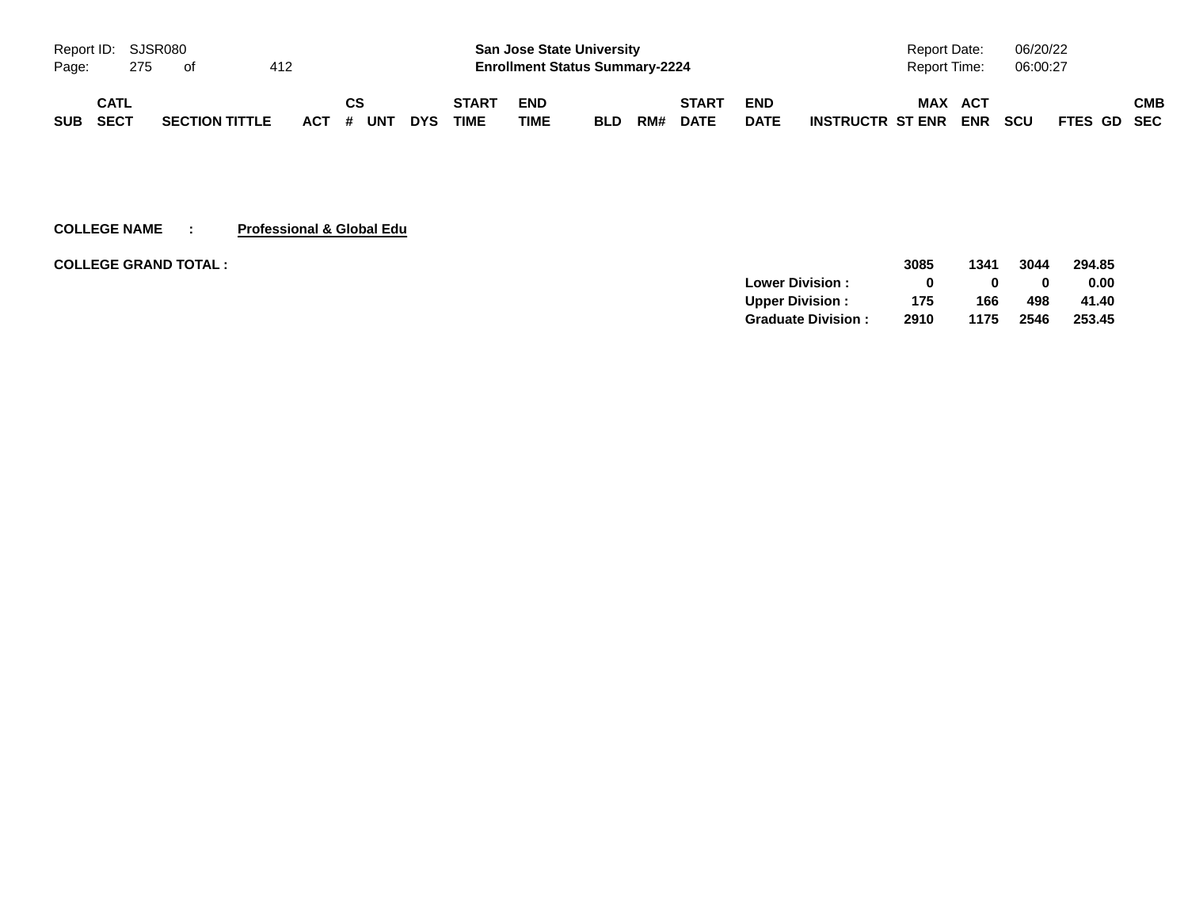| SUB | CATL SECT | SECTION TITTLE | ACT | CS # | UNT | DYS | START TIME | END TIME | BLD | RM# | START DATE | END DATE | INSTRUCTR | MAX ST ENR | ACT ENR | SCU | FTES | GD | CMB SEC |
|---|---|---|---|---|---|---|---|---|---|---|---|---|---|---|---|---|---|---|---|

**COLLEGE NAME : Professional & Global Edu**

| | | MAX ST ENR | ACT ENR | SCU | FTES |
|---|---|---|---|---|---|
| **COLLEGE GRAND TOTAL :** | | **3085** | **1341** | **3044** | **294.85** |
| | **Lower Division :** | **0** | **0** | **0** | **0.00** |
| | **Upper Division :** | **175** | **166** | **498** | **41.40** |
| | **Graduate Division :** | **2910** | **1175** | **2546** | **253.45** |